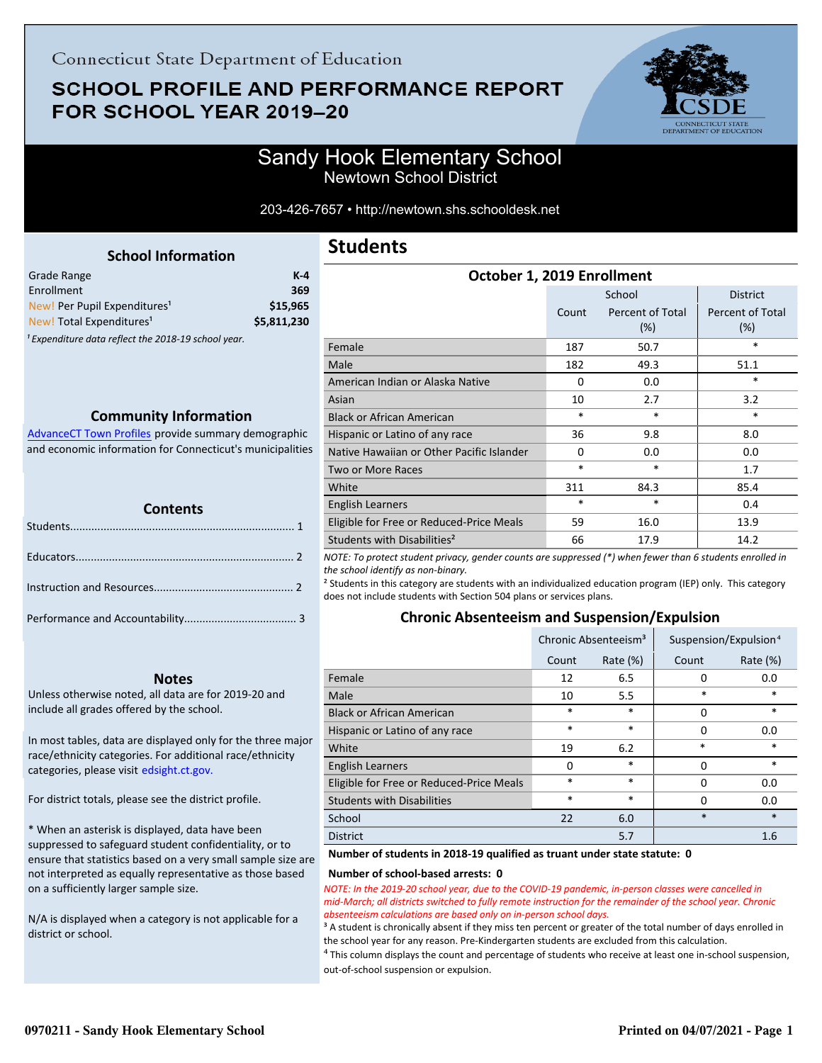Connecticut State Department of Education

# SCHOOL PROFILE AND PERFORMANCE REPORT FOR SCHOOL YEAR 2019–20

## Sandy Hook Elementary School
Newtown School District

203-426-7657 • http://newtown.shs.schooldesk.net

### School Information

| | |
|---|---|
| Grade Range | K-4 |
| Enrollment | 369 |
| New! Per Pupil Expenditures[1] | $15,965 |
| New! Total Expenditures[1] | $5,811,230 |

*[1] Expenditure data reflect the 2018-19 school year.*

### Community Information

AdvanceCT Town Profiles provide summary demographic and economic information for Connecticut's municipalities

### Contents

Students........................................................................ 1

Educators...................................................................... 2

Instruction and Resources............................................. 2

Performance and Accountability.................................... 3

### Notes

Unless otherwise noted, all data are for 2019-20 and include all grades offered by the school.

In most tables, data are displayed only for the three major race/ethnicity categories. For additional race/ethnicity categories, please visit edsight.ct.gov.

For district totals, please see the district profile.

* When an asterisk is displayed, data have been suppressed to safeguard student confidentiality, or to ensure that statistics based on a very small sample size are not interpreted as equally representative as those based on a sufficiently larger sample size.

N/A is displayed when a category is not applicable for a district or school.

## Students

### October 1, 2019 Enrollment

| | School | | District |
|---|---|---|---|
| | Count | Percent of Total (%) | Percent of Total (%) |
| Female | 187 | 50.7 | * |
| Male | 182 | 49.3 | 51.1 |
| American Indian or Alaska Native | 0 | 0.0 | * |
| Asian | 10 | 2.7 | 3.2 |
| Black or African American | * | * | * |
| Hispanic or Latino of any race | 36 | 9.8 | 8.0 |
| Native Hawaiian or Other Pacific Islander | 0 | 0.0 | 0.0 |
| Two or More Races | * | * | 1.7 |
| White | 311 | 84.3 | 85.4 |
| English Learners | * | * | 0.4 |
| Eligible for Free or Reduced-Price Meals | 59 | 16.0 | 13.9 |
| Students with Disabilities[2] | 66 | 17.9 | 14.2 |

*NOTE: To protect student privacy, gender counts are suppressed (*) when fewer than 6 students enrolled in the school identify as non-binary.*

[2] Students in this category are students with an individualized education program (IEP) only. This category does not include students with Section 504 plans or services plans.

### Chronic Absenteeism and Suspension/Expulsion

| | Chronic Absenteeism[3] | | Suspension/Expulsion[4] | |
|---|---|---|---|---|
| | Count | Rate (%) | Count | Rate (%) |
| Female | 12 | 6.5 | 0 | 0.0 |
| Male | 10 | 5.5 | * | * |
| Black or African American | * | * | 0 | * |
| Hispanic or Latino of any race | * | * | 0 | 0.0 |
| White | 19 | 6.2 | * | * |
| English Learners | 0 | * | 0 | * |
| Eligible for Free or Reduced-Price Meals | * | * | 0 | 0.0 |
| Students with Disabilities | * | * | 0 | 0.0 |
| School | 22 | 6.0 | * | * |
| District | | 5.7 | | 1.6 |

**Number of students in 2018-19 qualified as truant under state statute: 0**

**Number of school-based arrests: 0**

*NOTE: In the 2019-20 school year, due to the COVID-19 pandemic, in-person classes were cancelled in mid-March; all districts switched to fully remote instruction for the remainder of the school year. Chronic absenteeism calculations are based only on in-person school days.*

[3] A student is chronically absent if they miss ten percent or greater of the total number of days enrolled in the school year for any reason. Pre-Kindergarten students are excluded from this calculation.

[4] This column displays the count and percentage of students who receive at least one in-school suspension, out-of-school suspension or expulsion.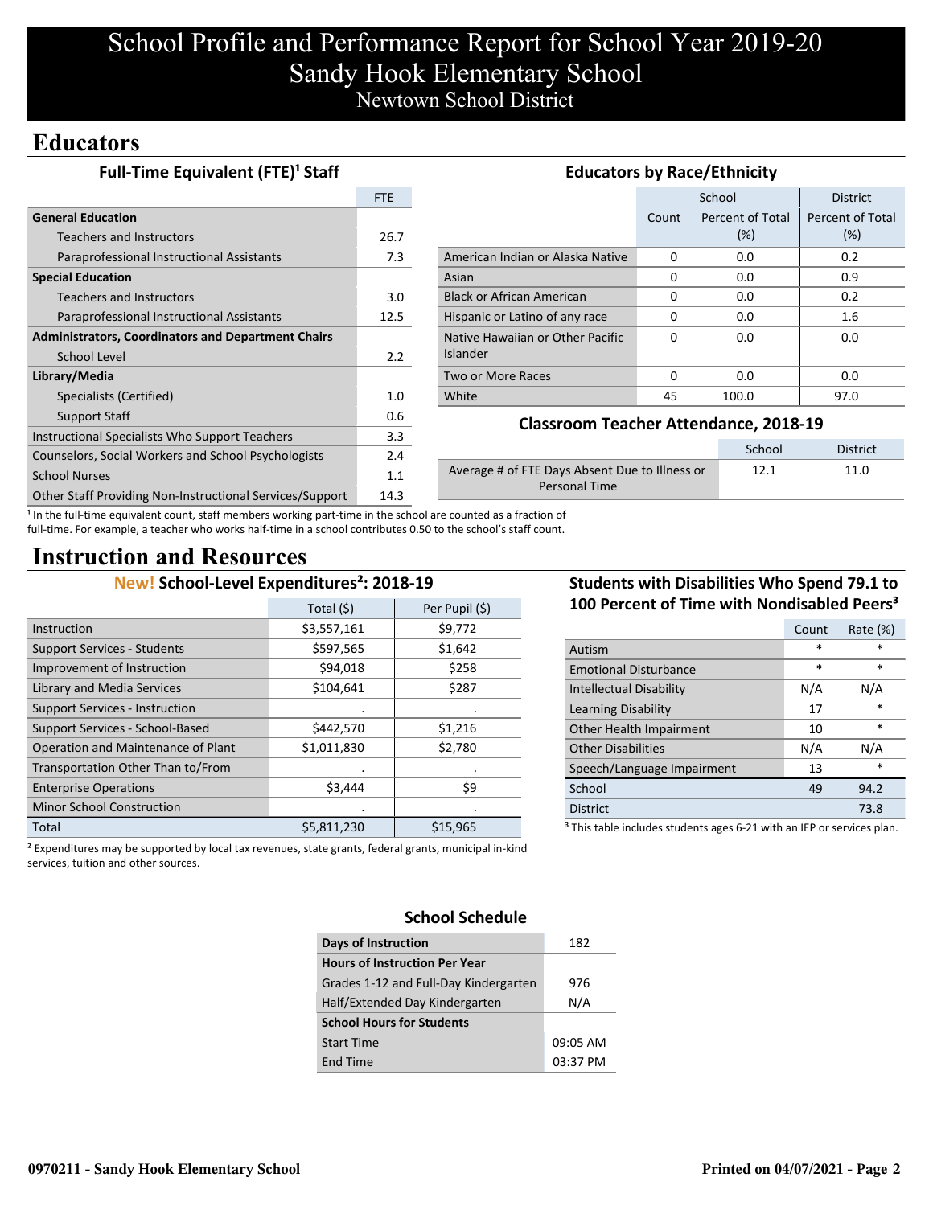# School Profile and Performance Report for School Year 2019-20
# Sandy Hook Elementary School
## Newtown School District

## Educators

### Full-Time Equivalent (FTE)[1] Staff

| | FTE |
|---|---|
| **General Education** | |
| Teachers and Instructors | 26.7 |
| Paraprofessional Instructional Assistants | 7.3 |
| **Special Education** | |
| Teachers and Instructors | 3.0 |
| Paraprofessional Instructional Assistants | 12.5 |
| **Administrators, Coordinators and Department Chairs** | |
| School Level | 2.2 |
| **Library/Media** | |
| Specialists (Certified) | 1.0 |
| Support Staff | 0.6 |
| Instructional Specialists Who Support Teachers | 3.3 |
| Counselors, Social Workers and School Psychologists | 2.4 |
| School Nurses | 1.1 |
| Other Staff Providing Non-Instructional Services/Support | 14.3 |

[1] In the full-time equivalent count, staff members working part-time in the school are counted as a fraction of full-time. For example, a teacher who works half-time in a school contributes 0.50 to the school's staff count.

### Educators by Race/Ethnicity

| | School | | District |
|---|---|---|---|
| | Count | Percent of Total (%) | Percent of Total (%) |
| American Indian or Alaska Native | 0 | 0.0 | 0.2 |
| Asian | 0 | 0.0 | 0.9 |
| Black or African American | 0 | 0.0 | 0.2 |
| Hispanic or Latino of any race | 0 | 0.0 | 1.6 |
| Native Hawaiian or Other Pacific Islander | 0 | 0.0 | 0.0 |
| Two or More Races | 0 | 0.0 | 0.0 |
| White | 45 | 100.0 | 97.0 |

### Classroom Teacher Attendance, 2018-19

| | School | District |
|---|---|---|
| Average # of FTE Days Absent Due to Illness or Personal Time | 12.1 | 11.0 |

## Instruction and Resources

### New! School-Level Expenditures[2]: 2018-19

| | Total ($) | Per Pupil ($) |
|---|---|---|
| Instruction | $3,557,161 | $9,772 |
| Support Services - Students | $597,565 | $1,642 |
| Improvement of Instruction | $94,018 | $258 |
| Library and Media Services | $104,641 | $287 |
| Support Services - Instruction | . | . |
| Support Services - School-Based | $442,570 | $1,216 |
| Operation and Maintenance of Plant | $1,011,830 | $2,780 |
| Transportation Other Than to/From | . | . |
| Enterprise Operations | $3,444 | $9 |
| Minor School Construction | . | . |
| Total | $5,811,230 | $15,965 |

[2] Expenditures may be supported by local tax revenues, state grants, federal grants, municipal in-kind services, tuition and other sources.

### Students with Disabilities Who Spend 79.1 to 100 Percent of Time with Nondisabled Peers[3]

| | Count | Rate (%) |
|---|---|---|
| Autism | * | * |
| Emotional Disturbance | * | * |
| Intellectual Disability | N/A | N/A |
| Learning Disability | 17 | * |
| Other Health Impairment | 10 | * |
| Other Disabilities | N/A | N/A |
| Speech/Language Impairment | 13 | * |
| School | 49 | 94.2 |
| District | | 73.8 |

[3] This table includes students ages 6-21 with an IEP or services plan.

### School Schedule

| | |
|---|---|
| **Days of Instruction** | 182 |
| **Hours of Instruction Per Year** | |
| Grades 1-12 and Full-Day Kindergarten | 976 |
| Half/Extended Day Kindergarten | N/A |
| **School Hours for Students** | |
| Start Time | 09:05 AM |
| End Time | 03:37 PM |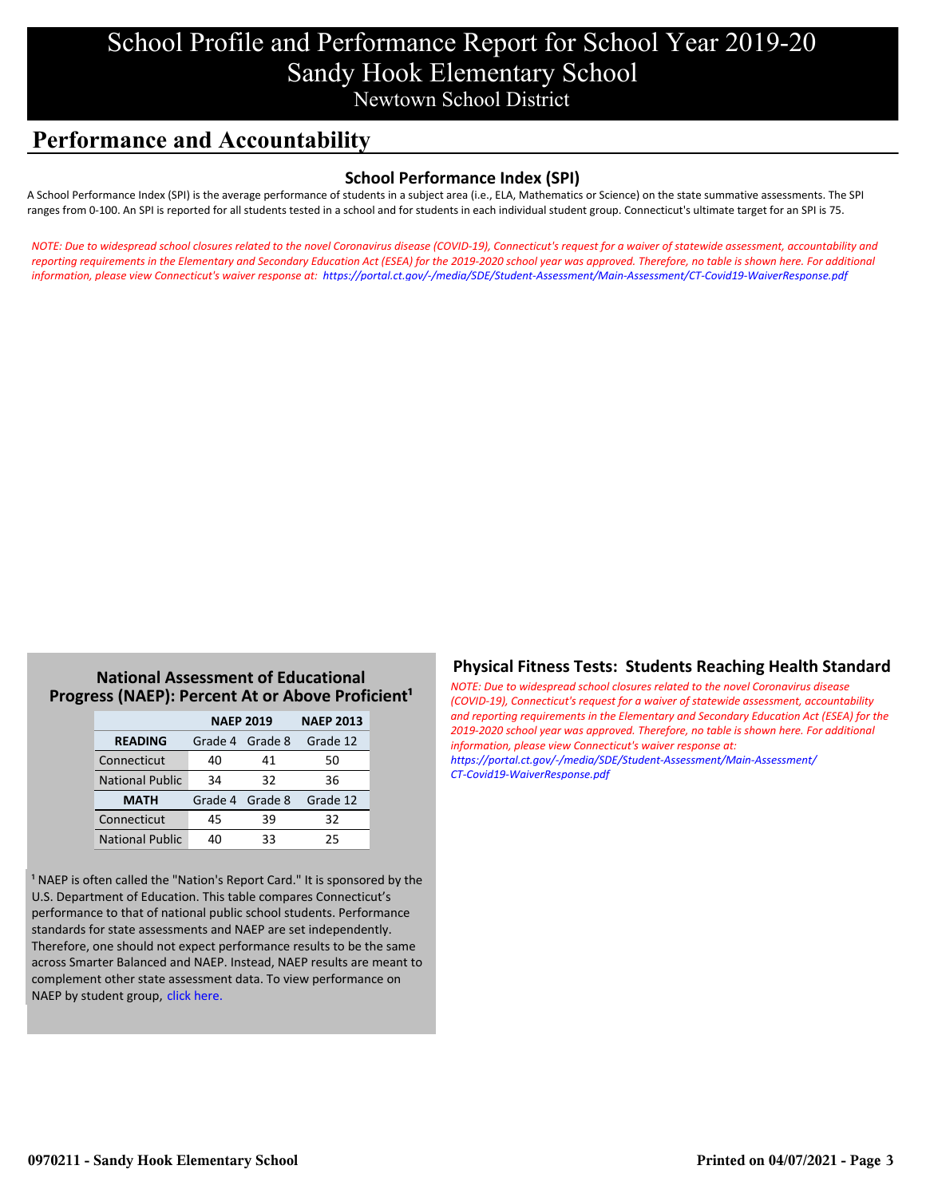# School Profile and Performance Report for School Year 2019-20
# Sandy Hook Elementary School
Newtown School District

## Performance and Accountability

### School Performance Index (SPI)

A School Performance Index (SPI) is the average performance of students in a subject area (i.e., ELA, Mathematics or Science) on the state summative assessments. The SPI ranges from 0-100. An SPI is reported for all students tested in a school and for students in each individual student group. Connecticut's ultimate target for an SPI is 75.

*NOTE: Due to widespread school closures related to the novel Coronavirus disease (COVID-19), Connecticut's request for a waiver of statewide assessment, accountability and reporting requirements in the Elementary and Secondary Education Act (ESEA) for the 2019-2020 school year was approved. Therefore, no table is shown here. For additional information, please view Connecticut's waiver response at: https://portal.ct.gov/-/media/SDE/Student-Assessment/Main-Assessment/CT-Covid19-WaiverResponse.pdf*

### National Assessment of Educational Progress (NAEP): Percent At or Above Proficient[1]

| | NAEP 2019 | | NAEP 2013 |
|---|---|---|---|
| **READING** | Grade 4 | Grade 8 | Grade 12 |
| Connecticut | 40 | 41 | 50 |
| National Public | 34 | 32 | 36 |
| **MATH** | Grade 4 | Grade 8 | Grade 12 |
| Connecticut | 45 | 39 | 32 |
| National Public | 40 | 33 | 25 |

[1] NAEP is often called the "Nation's Report Card." It is sponsored by the U.S. Department of Education. This table compares Connecticut's performance to that of national public school students. Performance standards for state assessments and NAEP are set independently. Therefore, one should not expect performance results to be the same across Smarter Balanced and NAEP. Instead, NAEP results are meant to complement other state assessment data. To view performance on NAEP by student group, click here.

### Physical Fitness Tests: Students Reaching Health Standard

*NOTE: Due to widespread school closures related to the novel Coronavirus disease (COVID-19), Connecticut's request for a waiver of statewide assessment, accountability and reporting requirements in the Elementary and Secondary Education Act (ESEA) for the 2019-2020 school year was approved. Therefore, no table is shown here. For additional information, please view Connecticut's waiver response at: https://portal.ct.gov/-/media/SDE/Student-Assessment/Main-Assessment/CT-Covid19-WaiverResponse.pdf*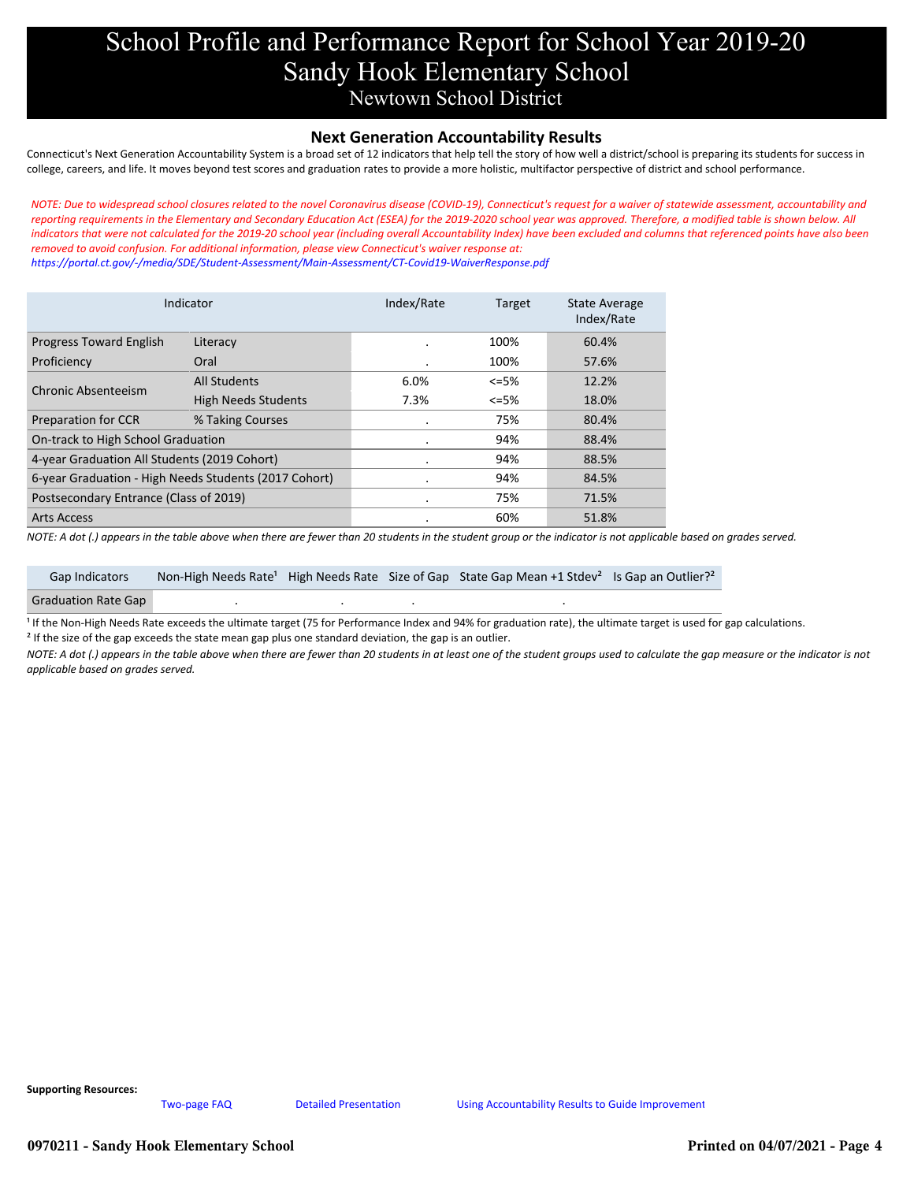# School Profile and Performance Report for School Year 2019-20
# Sandy Hook Elementary School
## Newtown School District

### Next Generation Accountability Results

Connecticut's Next Generation Accountability System is a broad set of 12 indicators that help tell the story of how well a district/school is preparing its students for success in college, careers, and life. It moves beyond test scores and graduation rates to provide a more holistic, multifactor perspective of district and school performance.

*NOTE: Due to widespread school closures related to the novel Coronavirus disease (COVID-19), Connecticut's request for a waiver of statewide assessment, accountability and reporting requirements in the Elementary and Secondary Education Act (ESEA) for the 2019-2020 school year was approved. Therefore, a modified table is shown below. All indicators that were not calculated for the 2019-20 school year (including overall Accountability Index) have been excluded and columns that referenced points have also been removed to avoid confusion. For additional information, please view Connecticut's waiver response at:*
*https://portal.ct.gov/-/media/SDE/Student-Assessment/Main-Assessment/CT-Covid19-WaiverResponse.pdf*

| Indicator | | Index/Rate | Target | State Average Index/Rate |
|---|---|---|---|---|
| Progress Toward English Proficiency | Literacy | . | 100% | 60.4% |
| | Oral | . | 100% | 57.6% |
| Chronic Absenteeism | All Students | 6.0% | <=5% | 12.2% |
| | High Needs Students | 7.3% | <=5% | 18.0% |
| Preparation for CCR | % Taking Courses | . | 75% | 80.4% |
| On-track to High School Graduation | | . | 94% | 88.4% |
| 4-year Graduation All Students (2019 Cohort) | | . | 94% | 88.5% |
| 6-year Graduation - High Needs Students (2017 Cohort) | | . | 94% | 84.5% |
| Postsecondary Entrance (Class of 2019) | | . | 75% | 71.5% |
| Arts Access | | . | 60% | 51.8% |

*NOTE: A dot (.) appears in the table above when there are fewer than 20 students in the student group or the indicator is not applicable based on grades served.*

| Gap Indicators | Non-High Needs Rate[1] | High Needs Rate | Size of Gap | State Gap Mean +1 Stdev[2] | Is Gap an Outlier?[2] |
|---|---|---|---|---|---|
| Graduation Rate Gap | . | . | . | . | |

[1] If the Non-High Needs Rate exceeds the ultimate target (75 for Performance Index and 94% for graduation rate), the ultimate target is used for gap calculations.

[2] If the size of the gap exceeds the state mean gap plus one standard deviation, the gap is an outlier.

*NOTE: A dot (.) appears in the table above when there are fewer than 20 students in at least one of the student groups used to calculate the gap measure or the indicator is not applicable based on grades served.*

**Supporting Resources:**

Two-page FAQ     Detailed Presentation     Using Accountability Results to Guide Improvement